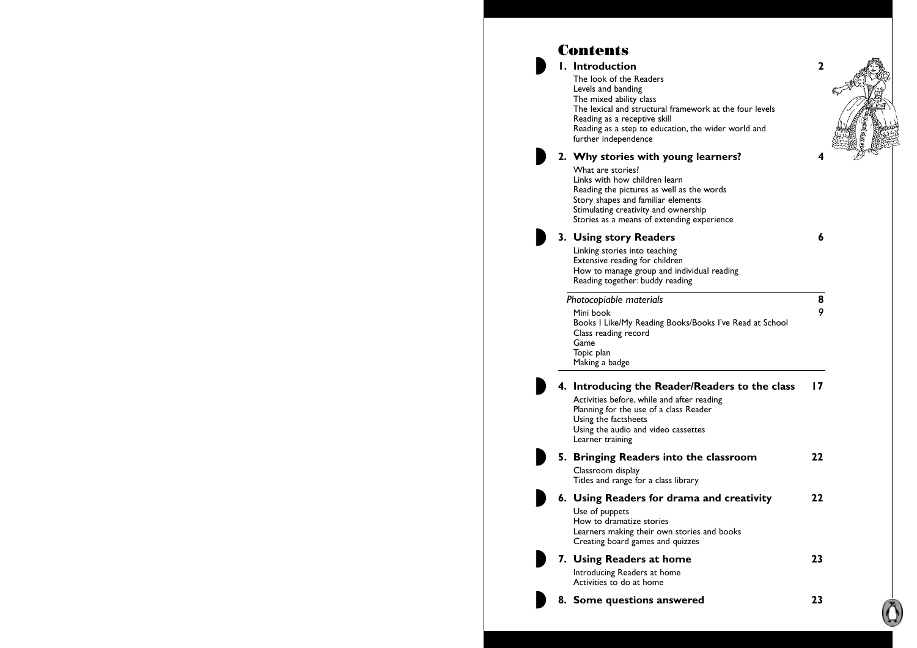# Contents

## 1. Introduction 2

The look of the Readers
Levels and banding
The mixed ability class
The lexical and structural framework at the four levels
Reading as a receptive skill
Reading as a step to education, the wider world and further independence

## 2. Why stories with young learners? 4

What are stories?
Links with how children learn
Reading the pictures as well as the words
Story shapes and familiar elements
Stimulating creativity and ownership
Stories as a means of extending experience

## 3. Using story Readers 6

Linking stories into teaching
Extensive reading for children
How to manage group and individual reading
Reading together: buddy reading

---

*Photocopiable materials* **8**

Mini book 9
Books I Like/My Reading Books/Books I've Read at School
Class reading record
Game
Topic plan
Making a badge

---

## 4. Introducing the Reader/Readers to the class 17

Activities before, while and after reading
Planning for the use of a class Reader
Using the factsheets
Using the audio and video cassettes
Learner training

## 5. Bringing Readers into the classroom 22

Classroom display
Titles and range for a class library

## 6. Using Readers for drama and creativity 22

Use of puppets
How to dramatize stories
Learners making their own stories and books
Creating board games and quizzes

## 7. Using Readers at home 23

Introducing Readers at home
Activities to do at home

## 8. Some questions answered 23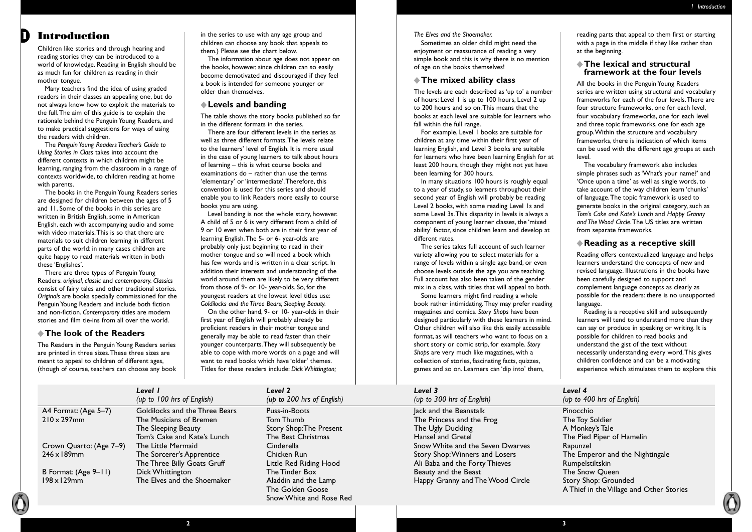# 1 Introduction

Children like stories and through hearing and reading stories they can be introduced to a world of knowledge. Reading in English should be as much fun for children as reading in their mother tongue.

Many teachers find the idea of using graded readers in their classes an appealing one, but do not always know how to exploit the materials to the full. The aim of this guide is to explain the rationale behind the Penguin Young Readers, and to make practical suggestions for ways of using the readers with children.

The *Penguin Young Readers Teacher's Guide to Using Stories in Class* takes into account the different contexts in which children might be learning, ranging from the classroom in a range of contexts worldwide, to children reading at home with parents.

The books in the Penguin Young Readers series are designed for children between the ages of 5 and 11. Some of the books in this series are written in British English, some in American English, each with accompanying audio and some with video materials. This is so that there are materials to suit children learning in different parts of the world: in many cases children are quite happy to read materials written in both these 'Englishes'.

There are three types of Penguin Young Readers: *original*, *classic* and *contemporary. Classics* consist of fairy tales and other traditional stories. *Originals* are books specially commissioned for the Penguin Young Readers and include both fiction and non-fiction. *Contemporary* titles are modern stories and film tie-ins from all over the world.

## The look of the Readers

The Readers in the Penguin Young Readers series are printed in three sizes. These three sizes are meant to appeal to children of different ages, (though of course, teachers can choose any book in the series to use with any age group and children can choose any book that appeals to them.) Please see the chart below.

The information about age does not appear on the books, however, since children can so easily become demotivated and discouraged if they feel a book is intended for someone younger or older than themselves.

## Levels and banding

The table shows the story books published so far in the different formats in the series.

There are four different levels in the series as well as three different formats. The levels relate to the learners' level of English. It is more usual in the case of young learners to talk about hours of learning – this is what course books and examinations do – rather than use the terms 'elementary' or 'intermediate'. Therefore, this convention is used for this series and should enable you to link Readers more easily to course books you are using.

Level banding is not the whole story, however. A child of 5 or 6 is very different from a child of 9 or 10 even when both are in their first year of learning English. The 5- or 6- year-olds are probably only just beginning to read in their mother tongue and so will need a book which has few words and is written in a clear script. In addition their interests and understanding of the world around them are likely to be very different from those of 9- or 10- year-olds. So, for the youngest readers at the lowest level titles use: *Goldilocks and the Three Bears; Sleeping Beauty.*

On the other hand, 9- or 10- year-olds in their first year of English will probably already be proficient readers in their mother tongue and generally may be able to read faster than their younger counterparts. They will subsequently be able to cope with more words on a page and will want to read books which have 'older' themes. Titles for these readers include: *Dick Whittington; The Elves and the Shoemaker.*

Sometimes an older child might need the enjoyment or reassurance of reading a very simple book and this is why there is no mention of age on the books themselves!

## The mixed ability class

The levels are each described as 'up to' a number of hours: Level 1 is up to 100 hours, Level 2 up to 200 hours and so on. This means that the books at each level are suitable for learners who fall within the full range.

For example, Level 1 books are suitable for children at any time within their first year of learning English, and Level 3 books are suitable for learners who have been learning English for at least 200 hours, though they might not yet have been learning for 300 hours.

In many situations 100 hours is roughly equal to a year of study, so learners throughout their second year of English will probably be reading Level 2 books, with some reading Level 1s and some Level 3s. This disparity in levels is always a component of young learner classes, the 'mixed ability' factor, since children learn and develop at different rates.

The series takes full account of such learner variety allowing you to select materials for a range of levels within a single age band, or even choose levels outside the age you are teaching. Full account has also been taken of the gender mix in a class, with titles that will appeal to both.

Some learners might find reading a whole book rather intimidating. They may prefer reading magazines and comics. *Story Shops* have been designed particularly with these learners in mind. Other children will also like this easily accessible format, as will teachers who want to focus on a short story or comic strip, for example. *Story Shops* are very much like magazines, with a collection of stories, fascinating facts, quizzes, games and so on. Learners can 'dip into' them, reading parts that appeal to them first or starting with a page in the middle if they like rather than at the beginning.

## The lexical and structural framework at the four levels

All the books in the Penguin Young Readers series are written using structural and vocabulary frameworks for each of the four levels. There are four structure frameworks, one for each level, four vocabulary frameworks, one for each level and three topic frameworks, one for each age group. Within the structure and vocabulary frameworks, there is indication of which items can be used with the different age groups at each level.

The vocabulary framework also includes simple phrases such as 'What's your name?' and 'Once upon a time' as well as single words, to take account of the way children learn 'chunks' of language. The topic framework is used to generate books in the original category, such as *Tom's Cake and Kate's Lunch* and *Happy Granny and The Wood Circle*. The US titles are written from separate frameworks.

## Reading as a receptive skill

Reading offers contextualized language and helps learners understand the concepts of new and revised language. Illustrations in the books have been carefully designed to support and complement language concepts as clearly as possible for the readers: there is no unsupported language.

Reading is a receptive skill and subsequently learners will tend to understand more than they can say or produce in speaking or writing. It is possible for children to read books and understand the gist of the text without necessarily understanding every word. This gives children confidence and can be a motivating experience which stimulates them to explore this

| | *Level 1* (*up to 100 hrs of English*) | *Level 2* (*up to 200 hrs of English*) | *Level 3* (*up to 300 hrs of English*) | *Level 4* (*up to 400 hrs of English*) |
|---|---|---|---|---|
| A4 Format: (Age 5–7) 210 x 297mm | Goldilocks and the Three Bears<br>The Musicians of Bremen<br>The Sleeping Beauty<br>Tom's Cake and Kate's Lunch | Puss-in-Boots<br>Tom Thumb<br>Story Shop: The Present<br>The Best Christmas | Jack and the Beanstalk<br>The Princess and the Frog<br>The Ugly Duckling<br>Hansel and Gretel | Pinocchio<br>The Toy Soldier<br>A Monkey's Tale<br>The Pied Piper of Hamelin |
| Crown Quarto: (Age 7–9) 246 x 189mm | The Little Mermaid<br>The Sorcerer's Apprentice<br>The Three Billy Goats Gruff | Cinderella<br>Chicken Run<br>Little Red Riding Hood | Snow White and the Seven Dwarves<br>Story Shop: Winners and Losers<br>Ali Baba and the Forty Thieves | Rapunzel<br>The Emperor and the Nightingale<br>Rumpelstiltskin |
| B Format: (Age 9–11) 198 x 129mm | Dick Whittington<br>The Elves and the Shoemaker | The Tinder Box<br>Aladdin and the Lamp<br>The Golden Goose<br>Snow White and Rose Red | Beauty and the Beast<br>Happy Granny and The Wood Circle | The Snow Queen<br>Story Shop: Grounded<br>A Thief in the Village and Other Stories |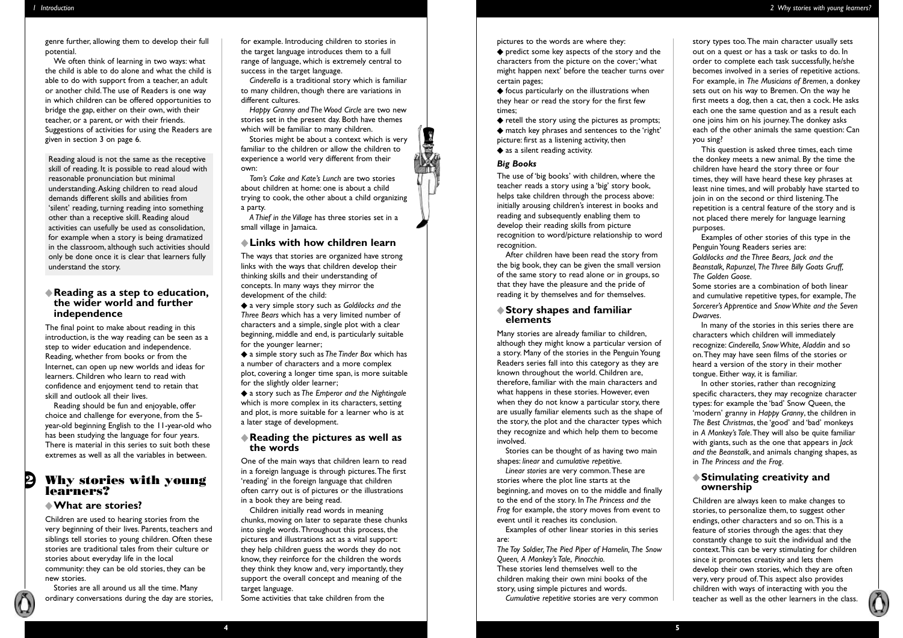genre further, allowing them to develop their full potential.

We often think of learning in two ways: what the child is able to do alone and what the child is able to do with support from a teacher, an adult or another child. The use of Readers is one way in which children can be offered opportunities to bridge the gap, either on their own, with their teacher, or a parent, or with their friends. Suggestions of activities for using the Readers are given in section 3 on page 6.

> Reading aloud is not the same as the receptive skill of reading. It is possible to read aloud with reasonable pronunciation but minimal understanding. Asking children to read aloud demands different skills and abilities from 'silent' reading, turning reading into something other than a receptive skill. Reading aloud activities can usefully be used as consolidation, for example when a story is being dramatized in the classroom, although such activities should only be done once it is clear that learners fully understand the story.

### Reading as a step to education, the wider world and further independence

The final point to make about reading in this introduction, is the way reading can be seen as a step to wider education and independence. Reading, whether from books or from the Internet, can open up new worlds and ideas for learners. Children who learn to read with confidence and enjoyment tend to retain that skill and outlook all their lives.

Reading should be fun and enjoyable, offer choice and challenge for everyone, from the 5-year-old beginning English to the 11-year-old who has been studying the language for four years. There is material in this series to suit both these extremes as well as all the variables in between.

## 2 Why stories with young learners?

### What are stories?

Children are used to hearing stories from the very beginning of their lives. Parents, teachers and siblings tell stories to young children. Often these stories are traditional tales from their culture or stories about everyday life in the local community: they can be old stories, they can be new stories.

Stories are all around us all the time. Many ordinary conversations during the day are stories, for example. Introducing children to stories in the target language introduces them to a full range of language, which is extremely central to success in the target language.

*Cinderella* is a traditional story which is familiar to many children, though there are variations in different cultures.

*Happy Granny* and *The Wood Circle* are two new stories set in the present day. Both have themes which will be familiar to many children.

Stories might be about a context which is very familiar to the children or allow the children to experience a world very different from their own:

*Tom's Cake* and *Kate's Lunch* are two stories about children at home: one is about a child trying to cook, the other about a child organizing a party.

*A Thief in the Village* has three stories set in a small village in Jamaica.

### Links with how children learn

The ways that stories are organized have strong links with the ways that children develop their thinking skills and their understanding of concepts. In many ways they mirror the development of the child:

- a very simple story such as *Goldilocks and the Three Bears* which has a very limited number of characters and a simple, single plot with a clear beginning, middle and end, is particularly suitable for the younger learner;
- a simple story such as *The Tinder Box* which has a number of characters and a more complex plot, covering a longer time span, is more suitable for the slightly older learner;
- a story such as *The Emperor and the Nightingale* which is more complex in its characters, setting and plot, is more suitable for a learner who is at a later stage of development.

### Reading the pictures as well as the words

One of the main ways that children learn to read in a foreign language is through pictures. The first 'reading' in the foreign language that children often carry out is of pictures or the illustrations in a book they are being read.

Children initially read words in meaning chunks, moving on later to separate these chunks into single words. Throughout this process, the pictures and illustrations act as a vital support: they help children guess the words they do not know, they reinforce for the children the words they think they know and, very importantly, they support the overall concept and meaning of the target language.

Some activities that take children from the pictures to the words are where they:

- predict some key aspects of the story and the characters from the picture on the cover; 'what might happen next' before the teacher turns over certain pages;
- focus particularly on the illustrations when they hear or read the story for the first few times;
- retell the story using the pictures as prompts;
- match key phrases and sentences to the 'right' picture: first as a listening activity, then
- as a silent reading activity.

#### *Big Books*

The use of 'big books' with children, where the teacher reads a story using a 'big' story book, helps take children through the process above: initially arousing children's interest in books and reading and subsequently enabling them to develop their reading skills from picture recognition to word/picture relationship to word recognition.

After children have been read the story from the big book, they can be given the small version of the same story to read alone or in groups, so that they have the pleasure and the pride of reading it by themselves and for themselves.

### Story shapes and familiar elements

Many stories are already familiar to children, although they might know a particular version of a story. Many of the stories in the Penguin Young Readers series fall into this category as they are known throughout the world. Children are, therefore, familiar with the main characters and what happens in these stories. However, even when they do not know a particular story, there are usually familiar elements such as the shape of the story, the plot and the character types which they recognize and which help them to become involved.

Stories can be thought of as having two main shapes: *linear* and *cumulative repetitive*.

*Linear stories* are very common. These are stories where the plot line starts at the beginning, and moves on to the middle and finally to the end of the story. In *The Princess and the Frog* for example, the story moves from event to event until it reaches its conclusion.

Examples of other linear stories in this series are:
*The Toy Soldier, The Pied Piper of Hamelin, The Snow Queen, A Monkey's Tale, Pinocchio.*
These stories lend themselves well to the children making their own mini books of the story, using simple pictures and words.

*Cumulative repetitive* stories are very common story types too. The main character usually sets out on a quest or has a task or tasks to do. In order to complete each task successfully, he/she becomes involved in a series of repetitive actions. For example, in *The Musicians of Bremen*, a donkey sets out on his way to Bremen. On the way he first meets a dog, then a cat, then a cock. He asks each one the same question and as a result each one joins him on his journey. The donkey asks each of the other animals the same question: Can you sing?

This question is asked three times, each time the donkey meets a new animal. By the time the children have heard the story three or four times, they will have heard these key phrases at least nine times, and will probably have started to join in on the second or third listening. The repetition is a central feature of the story and is not placed there merely for language learning purposes.

Examples of other stories of this type in the Penguin Young Readers series are:
*Goldilocks and the Three Bears, Jack and the Beanstalk, Rapunzel, The Three Billy Goats Gruff, The Golden Goose.*
Some stories are a combination of both linear and cumulative repetitive types, for example, *The Sorcerer's Apprentice* and *Snow White and the Seven Dwarves*.

In many of the stories in this series there are characters which children will immediately recognize: *Cinderella, Snow White, Aladdin* and so on. They may have seen films of the stories or heard a version of the story in their mother tongue. Either way, it is familiar.

In other stories, rather than recognizing specific characters, they may recognize character types: for example the 'bad' Snow Queen, the 'modern' granny in *Happy Granny*, the children in *The Best Christmas*, the 'good' and 'bad' monkeys in *A Monkey's Tale*. They will also be quite familiar with giants, such as the one that appears in *Jack and the Beanstalk*, and animals changing shapes, as in *The Princess and the Frog*.

### Stimulating creativity and ownership

Children are always keen to make changes to stories, to personalize them, to suggest other endings, other characters and so on. This is a feature of stories through the ages: that they constantly change to suit the individual and the context. This can be very stimulating for children since it promotes creativity and lets them develop their own stories, which they are often very, very proud of. This aspect also provides children with ways of interacting with you the teacher as well as the other learners in the class.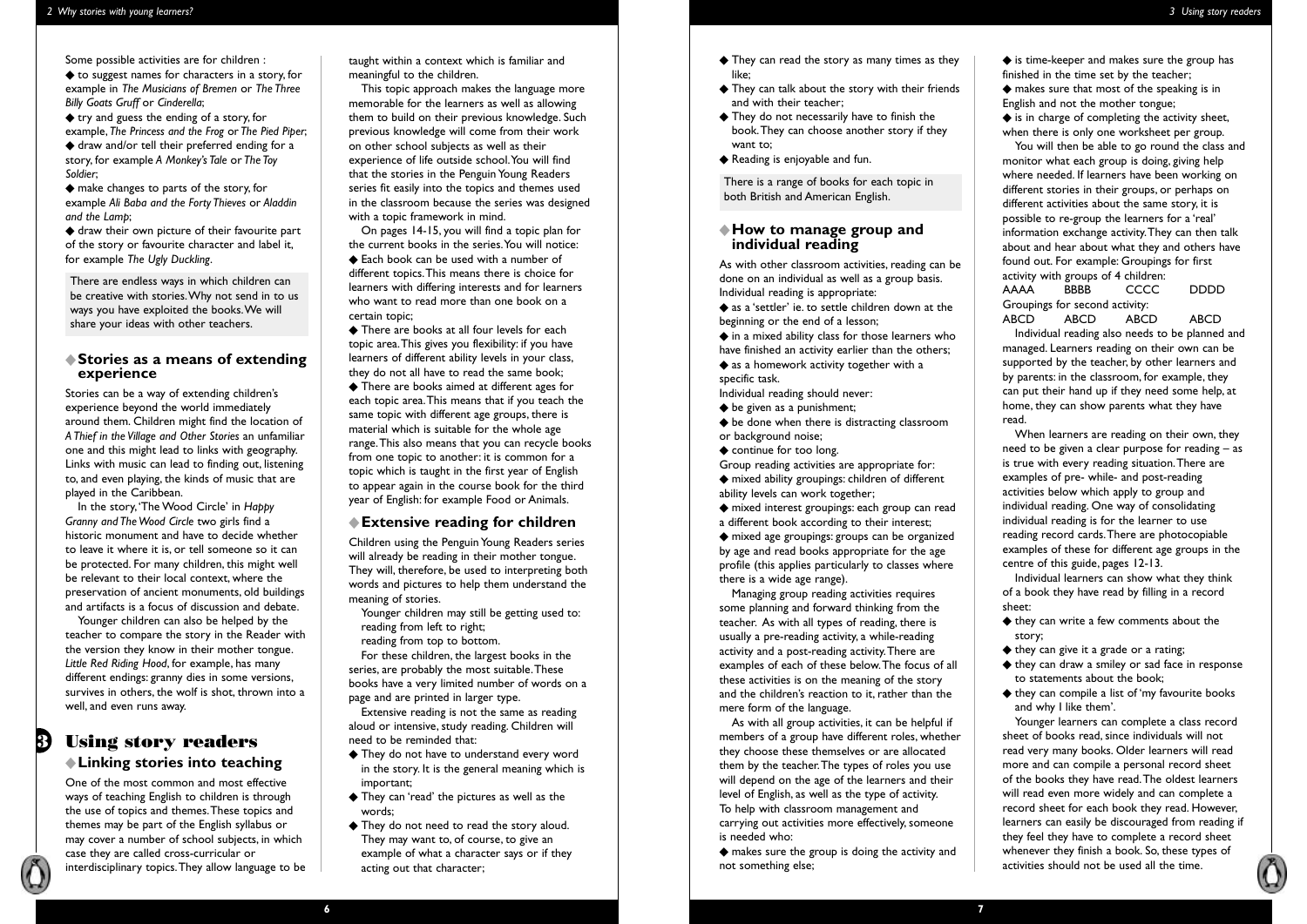Some possible activities are for children :

- to suggest names for characters in a story, for example in *The Musicians of Bremen* or *The Three Billy Goats Gruff* or *Cinderella*;
- try and guess the ending of a story, for example, *The Princess and the Frog* or *The Pied Piper*;
- draw and/or tell their preferred ending for a story, for example *A Monkey's Tale* or *The Toy Soldier*;
- make changes to parts of the story, for example *Ali Baba and the Forty Thieves* or *Aladdin and the Lamp*;
- draw their own picture of their favourite part of the story or favourite character and label it, for example *The Ugly Duckling*.

There are endless ways in which children can be creative with stories. Why not send in to us ways you have exploited the books. We will share your ideas with other teachers.

### Stories as a means of extending experience

Stories can be a way of extending children's experience beyond the world immediately around them. Children might find the location of *A Thief in the Village and Other Stories* an unfamiliar one and this might lead to links with geography. Links with music can lead to finding out, listening to, and even playing, the kinds of music that are played in the Caribbean.

In the story, 'The Wood Circle' in *Happy Granny and The Wood Circle* two girls find a historic monument and have to decide whether to leave it where it is, or tell someone so it can be protected. For many children, this might well be relevant to their local context, where the preservation of ancient monuments, old buildings and artifacts is a focus of discussion and debate.

Younger children can also be helped by the teacher to compare the story in the Reader with the version they know in their mother tongue. *Little Red Riding Hood*, for example, has many different endings: granny dies in some versions, survives in others, the wolf is shot, thrown into a well, and even runs away.

## 3 Using story readers

### Linking stories into teaching

One of the most common and most effective ways of teaching English to children is through the use of topics and themes. These topics and themes may be part of the English syllabus or may cover a number of school subjects, in which case they are called cross-curricular or interdisciplinary topics. They allow language to be taught within a context which is familiar and meaningful to the children.

This topic approach makes the language more memorable for the learners as well as allowing them to build on their previous knowledge. Such previous knowledge will come from their work on other school subjects as well as their experience of life outside school. You will find that the stories in the Penguin Young Readers series fit easily into the topics and themes used in the classroom because the series was designed with a topic framework in mind.

On pages 14-15, you will find a topic plan for the current books in the series. You will notice:

- Each book can be used with a number of different topics. This means there is choice for learners with differing interests and for learners who want to read more than one book on a certain topic;
- There are books at all four levels for each topic area. This gives you flexibility: if you have learners of different ability levels in your class, they do not all have to read the same book;
- There are books aimed at different ages for each topic area. This means that if you teach the same topic with different age groups, there is material which is suitable for the whole age range. This also means that you can recycle books from one topic to another: it is common for a topic which is taught in the first year of English to appear again in the course book for the third year of English: for example Food or Animals.

### Extensive reading for children

Children using the Penguin Young Readers series will already be reading in their mother tongue. They will, therefore, be used to interpreting both words and pictures to help them understand the meaning of stories.

Younger children may still be getting used to:
reading from left to right;
reading from top to bottom.

For these children, the largest books in the series, are probably the most suitable. These books have a very limited number of words on a page and are printed in larger type.

Extensive reading is not the same as reading aloud or intensive, study reading. Children will need to be reminded that:

- They do not have to understand every word in the story. It is the general meaning which is important;
- They can 'read' the pictures as well as the words;
- They do not need to read the story aloud. They may want to, of course, to give an example of what a character says or if they acting out that character;
- They can read the story as many times as they like;
- They can talk about the story with their friends and with their teacher;
- They do not necessarily have to finish the book. They can choose another story if they want to;
- Reading is enjoyable and fun.

There is a range of books for each topic in both British and American English.

### How to manage group and individual reading

As with other classroom activities, reading can be done on an individual as well as a group basis. Individual reading is appropriate:

- as a 'settler' ie. to settle children down at the beginning or the end of a lesson;
- in a mixed ability class for those learners who have finished an activity earlier than the others;
- as a homework activity together with a specific task.

Individual reading should never:

- be given as a punishment;
- be done when there is distracting classroom or background noise;
- continue for too long.

Group reading activities are appropriate for:

- mixed ability groupings: children of different ability levels can work together;
- mixed interest groupings: each group can read a different book according to their interest;
- mixed age groupings: groups can be organized by age and read books appropriate for the age profile (this applies particularly to classes where there is a wide age range).

Managing group reading activities requires some planning and forward thinking from the teacher. As with all types of reading, there is usually a pre-reading activity, a while-reading activity and a post-reading activity. There are examples of each of these below. The focus of all these activities is on the meaning of the story and the children's reaction to it, rather than the mere form of the language.

As with all group activities, it can be helpful if members of a group have different roles, whether they choose these themselves or are allocated them by the teacher. The types of roles you use will depend on the age of the learners and their level of English, as well as the type of activity. To help with classroom management and carrying out activities more effectively, someone is needed who:

- makes sure the group is doing the activity and not something else;
- is time-keeper and makes sure the group has finished in the time set by the teacher;
- makes sure that most of the speaking is in English and not the mother tongue;
- is in charge of completing the activity sheet, when there is only one worksheet per group.

You will then be able to go round the class and monitor what each group is doing, giving help where needed. If learners have been working on different stories in their groups, or perhaps on different activities about the same story, it is possible to re-group the learners for a 'real' information exchange activity. They can then talk about and hear about what they and others have found out. For example: Groupings for first activity with groups of 4 children:

AAAA BBBB CCCC DDDD

Groupings for second activity:

ABCD ABCD ABCD ABCD

Individual reading also needs to be planned and managed. Learners reading on their own can be supported by the teacher, by other learners and by parents: in the classroom, for example, they can put their hand up if they need some help, at home, they can show parents what they have read.

When learners are reading on their own, they need to be given a clear purpose for reading – as is true with every reading situation. There are examples of pre- while- and post-reading activities below which apply to group and individual reading. One way of consolidating individual reading is for the learner to use reading record cards. There are photocopiable examples of these for different age groups in the centre of this guide, pages 12-13.

Individual learners can show what they think of a book they have read by filling in a record sheet:

- they can write a few comments about the story;
- they can give it a grade or a rating;
- they can draw a smiley or sad face in response to statements about the book;
- they can compile a list of 'my favourite books and why I like them'.

Younger learners can complete a class record sheet of books read, since individuals will not read very many books. Older learners will read more and can compile a personal record sheet of the books they have read. The oldest learners will read even more widely and can complete a record sheet for each book they read. However, learners can easily be discouraged from reading if they feel they have to complete a record sheet whenever they finish a book. So, these types of activities should not be used all the time.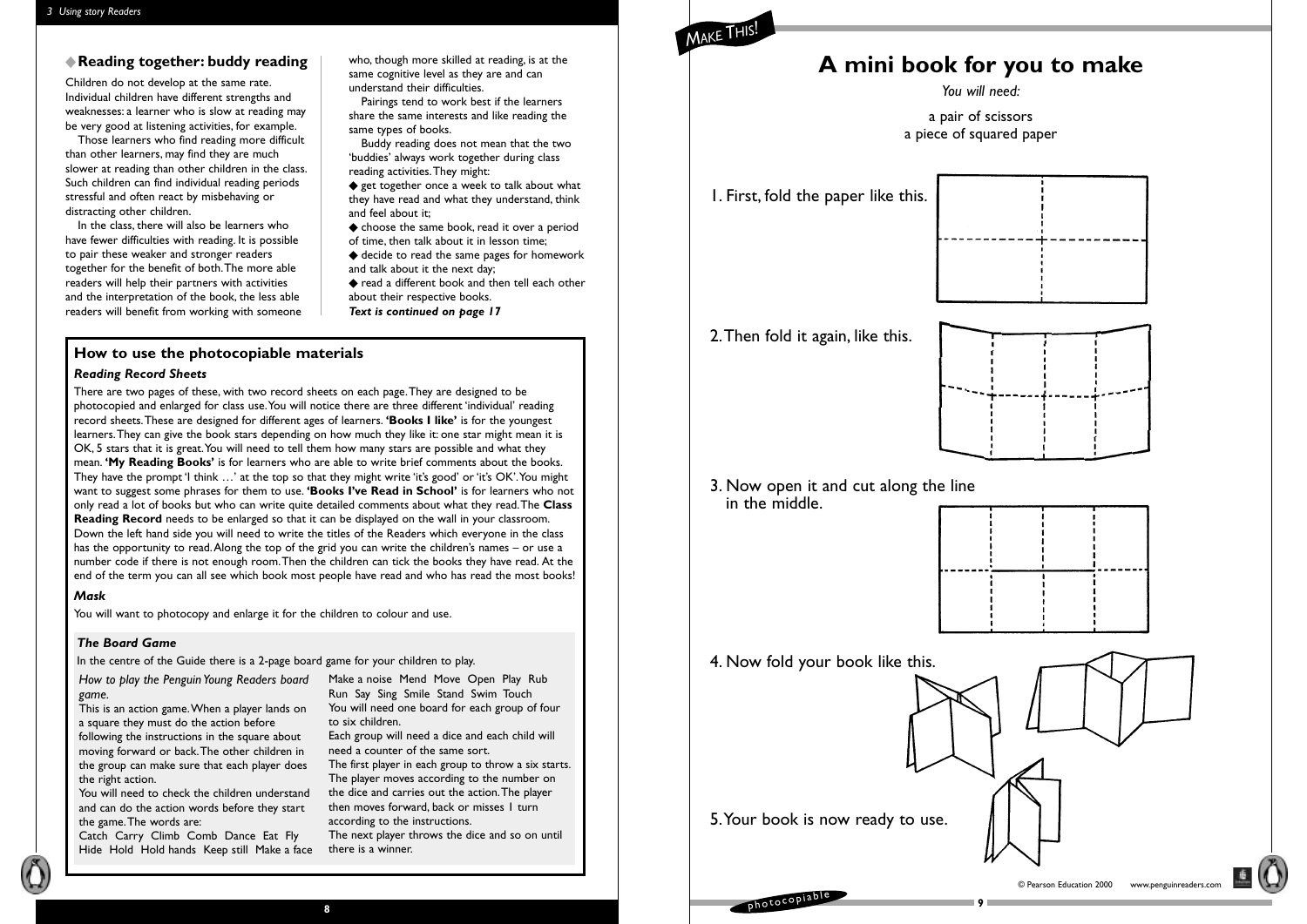## Reading together: buddy reading

Children do not develop at the same rate. Individual children have different strengths and weaknesses: a learner who is slow at reading may be very good at listening activities, for example.

Those learners who find reading more difficult than other learners, may find they are much slower at reading than other children in the class. Such children can find individual reading periods stressful and often react by misbehaving or distracting other children.

In the class, there will also be learners who have fewer difficulties with reading. It is possible to pair these weaker and stronger readers together for the benefit of both. The more able readers will help their partners with activities and the interpretation of the book, the less able readers will benefit from working with someone who, though more skilled at reading, is at the same cognitive level as they are and can understand their difficulties.

Pairings tend to work best if the learners share the same interests and like reading the same types of books.

Buddy reading does not mean that the two 'buddies' always work together during class reading activities. They might:

- get together once a week to talk about what they have read and what they understand, think and feel about it;
- choose the same book, read it over a period of time, then talk about it in lesson time;
- decide to read the same pages for homework and talk about it the next day;
- read a different book and then tell each other about their respective books.

***Text is continued on page 17***

## How to use the photocopiable materials

### *Reading Record Sheets*

There are two pages of these, with two record sheets on each page. They are designed to be photocopied and enlarged for class use. You will notice there are three different 'individual' reading record sheets. These are designed for different ages of learners. **'Books I like'** is for the youngest learners. They can give the book stars depending on how much they like it: one star might mean it is OK, 5 stars that it is great. You will need to tell them how many stars are possible and what they mean. **'My Reading Books'** is for learners who are able to write brief comments about the books. They have the prompt 'I think …' at the top so that they might write 'it's good' or 'it's OK'. You might want to suggest some phrases for them to use. **'Books I've Read in School'** is for learners who not only read a lot of books but who can write quite detailed comments about what they read. The **Class Reading Record** needs to be enlarged so that it can be displayed on the wall in your classroom. Down the left hand side you will need to write the titles of the Readers which everyone in the class has the opportunity to read. Along the top of the grid you can write the children's names – or use a number code if there is not enough room. Then the children can tick the books they have read. At the end of the term you can all see which book most people have read and who has read the most books!

### *Mask*

You will want to photocopy and enlarge it for the children to colour and use.

### *The Board Game*

In the centre of the Guide there is a 2-page board game for your children to play.

*How to play the Penguin Young Readers board game.*

This is an action game. When a player lands on a square they must do the action before following the instructions in the square about moving forward or back. The other children in the group can make sure that each player does the right action.

You will need to check the children understand and can do the action words before they start the game. The words are:

Catch Carry Climb Comb Dance Eat Fly Hide Hold Hold hands Keep still Make a face Make a noise Mend Move Open Play Rub Run Say Sing Smile Stand Swim Touch

You will need one board for each group of four to six children.

Each group will need a dice and each child will need a counter of the same sort.

The first player in each group to throw a six starts. The player moves according to the number on the dice and carries out the action. The player then moves forward, back or misses 1 turn according to the instructions.

The next player throws the dice and so on until there is a winner.

MAKE THIS!

# A mini book for you to make

*You will need:*

a pair of scissors
a piece of squared paper

1. First, fold the paper like this.

2. Then fold it again, like this.

3. Now open it and cut along the line in the middle.

4. Now fold your book like this.

5. Your book is now ready to use.

photocopiable

© Pearson Education 2000 www.penguinreaders.com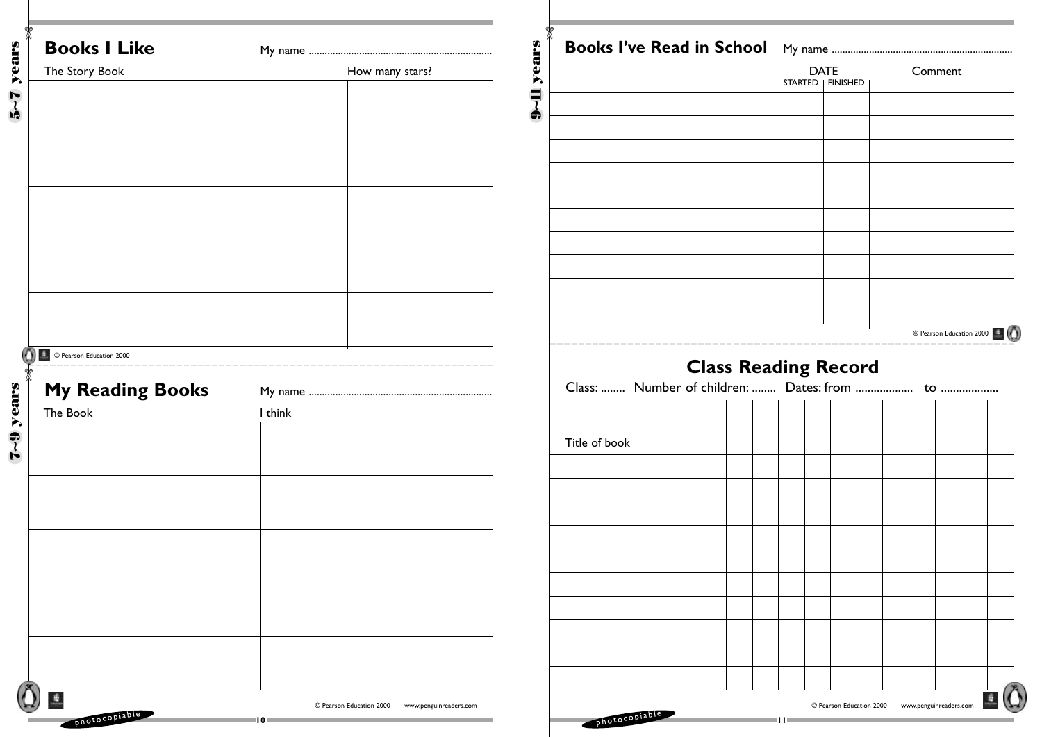5~7 years

## Books I Like

My name ......................................................................

| The Story Book | How many stars? |
|---|---|
| | |
| | |
| | |
| | |
| | |

© Pearson Education 2000

7~9 years

## My Reading Books

My name ......................................................................

| The Book | I think |
|---|---|
| | |
| | |
| | |
| | |
| | |

© Pearson Education 2000 www.penguinreaders.com

photocopiable

9~11 years

## Books I've Read in School

My name ......................................................................

| | DATE | | Comment |
|---|---|---|---|
| | STARTED | FINISHED | |
| | | | |
| | | | |
| | | | |
| | | | |
| | | | |
| | | | |
| | | | |
| | | | |
| | | | |
| | | | |

© Pearson Education 2000

## Class Reading Record

Class: ........ Number of children: ........ Dates: from .................. to ..................

| Title of book | | | | | | | | | | | |
|---|---|---|---|---|---|---|---|---|---|---|---|
| | | | | | | | | | | | |
| | | | | | | | | | | | |
| | | | | | | | | | | | |
| | | | | | | | | | | | |
| | | | | | | | | | | | |
| | | | | | | | | | | | |
| | | | | | | | | | | | |
| | | | | | | | | | | | |
| | | | | | | | | | | | |
| | | | | | | | | | | | |

© Pearson Education 2000 www.penguinreaders.com

photocopiable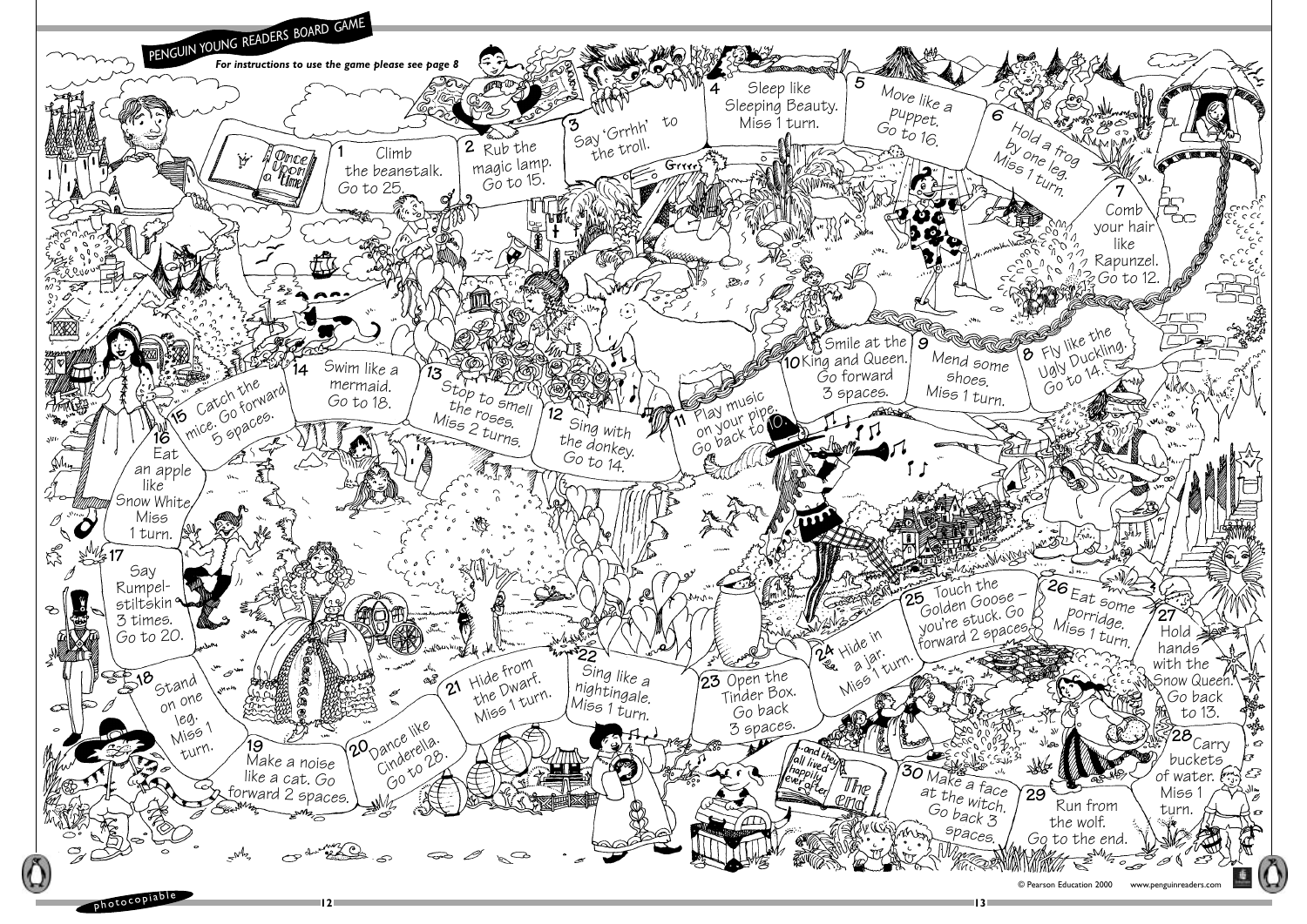# PENGUIN YOUNG READERS BOARD GAME

*For instructions to use the game please see page 8*

Once Upon a Time

1. Climb the beanstalk. Go to 25.
2. Rub the magic lamp. Go to 15.
3. Say 'Grrhh' to the troll.
4. Sleep like Sleeping Beauty. Miss 1 turn.
5. Move like a puppet. Go to 16.
6. Hold a frog by one leg. Miss 1 turn.
7. Comb your hair like Rapunzel. Go to 12.
8. Fly like the Ugly Duckling. Go to 14.
9. Mend some shoes. Miss 1 turn.
10. Smile at the King and Queen. Go forward 3 spaces.
11. Play music on your pipe. Go back to 10.
12. Sing with the donkey. Go to 14.
13. Stop to smell the roses. Miss 2 turns.
14. Swim like a mermaid. Go to 18.
15. Catch the mice. Go forward 5 spaces.
16. Eat an apple like Snow White. Miss 1 turn.
17. Say Rumpelstiltskin 3 times. Go to 20.
18. Stand on one leg. Miss 1 turn.
19. Make a noise like a cat. Go forward 2 spaces.
20. Dance like Cinderella. Go to 28.
21. Hide from the Dwarf. Miss 1 turn.
22. Sing like a nightingale. Miss 1 turn.
23. Open the Tinder Box. Go back 3 spaces.
24. Hide in a jar. Miss 1 turn.
25. Touch the Golden Goose – you're stuck. Go forward 2 spaces.
26. Eat some porridge. Miss 1 turn.
27. Hold hands with the Snow Queen. Go back to 13.
28. Carry buckets of water. Miss 1 turn.
29. Run from the wolf. Go to the end.
30. Make a face at the witch. Go back 3 spaces.

...and they all lived happily ever after. The end

© Pearson Education 2000 www.penguinreaders.com

photocopiable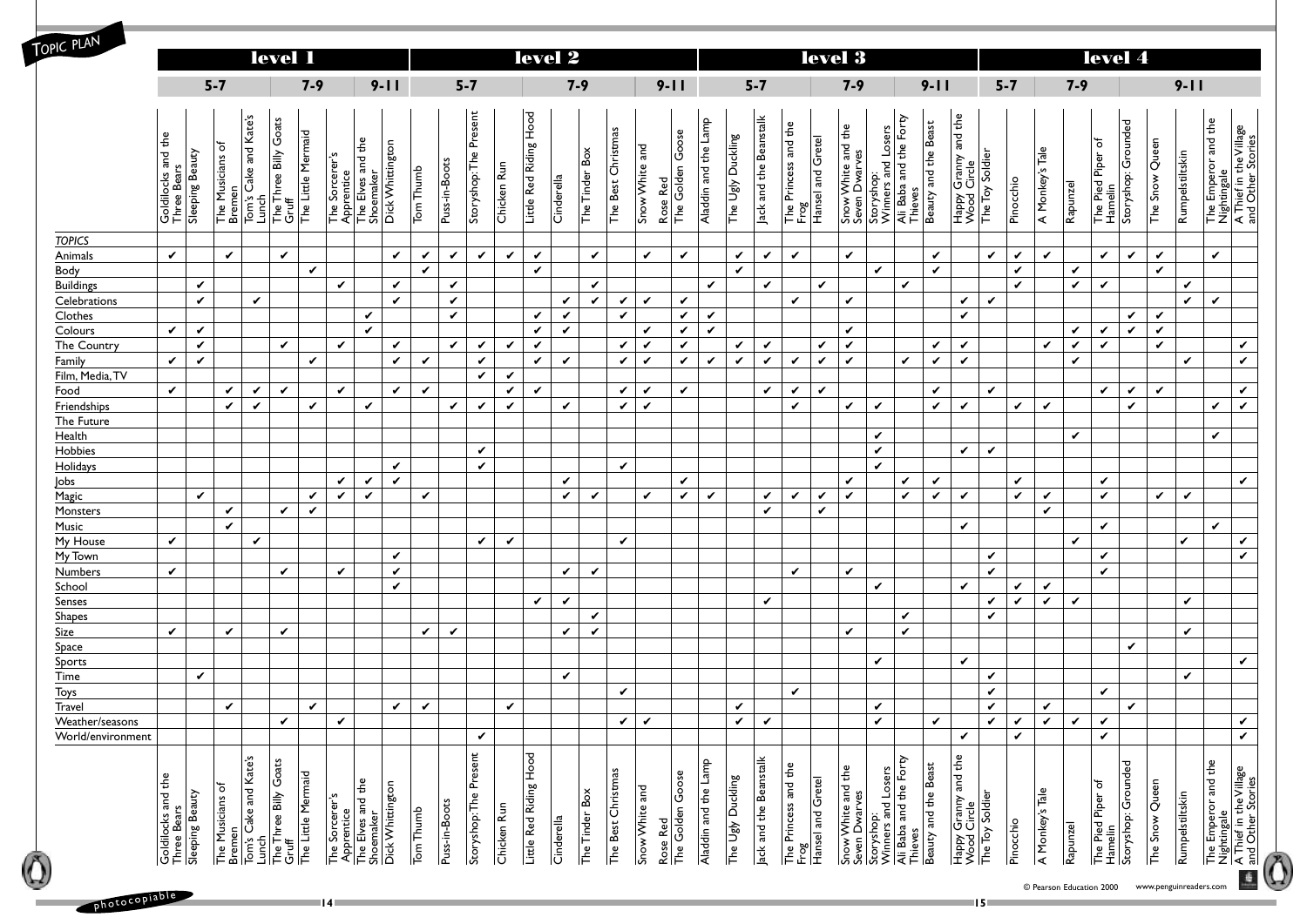# TOPIC PLAN

| | level 1 | | | | | | | | | level 2 | | | | | | | | | | level 3 | | | | | | | | | | level 4 | | | | | | | | | |
|---|---|---|---|---|---|---|---|---|---|---|---|---|---|---|---|---|---|---|---|---|---|---|---|---|---|---|---|---|---|---|---|---|---|---|---|---|---|---|---|
| | 5-7 | | | | 7-9 | | 9-11 | | | 5-7 | | | | 7-9 | | | 9-11 | | | 5-7 | | | | | 7-9 | | 9-11 | | | 5-7 | | 7-9 | | | 9-11 | | | | |
| **TOPICS** | Goldilocks and the Three Bears | Sleeping Beauty | The Musicians of Bremen | Tom's Cake and Kate's Lunch | The Three Billy Goats Gruff | The Little Mermaid | The Sorcerer's Apprentice | The Elves and the Shoemaker | Dick Whittington | Tom Thumb | Puss-in-Boots | Storyshop: The Present | Chicken Run | Little Red Riding Hood | Cinderella | The Tinder Box | The Best Christmas | Snow White and Rose Red | The Golden Goose | Aladdin and the Lamp | The Ugly Duckling | Jack and the Beanstalk | The Princess and the Frog | Hansel and Gretel | Snow White and the Seven Dwarves | Storyshop: Winners and Losers | Ali Baba and the Forty Thieves | Beauty and the Beast | Happy Granny and the Wood Circle | The Toy Soldier | Pinocchio | A Monkey's Tale | Rapunzel | The Pied Piper of Hamelin | Storyshop: Grounded | The Snow Queen | Rumpelstiltskin | The Emperor and the Nightingale | A Thief in the Village and Other Stories |
| Animals | ✔ | | ✔ | | ✔ | | | | ✔ | ✔ | ✔ | ✔ | ✔ | ✔ | | ✔ | | ✔ | ✔ | | ✔ | ✔ | ✔ | | ✔ | | | ✔ | | ✔ | ✔ | ✔ | | ✔ | ✔ | ✔ | | ✔ | |
| Body | | | | | | ✔ | | | | ✔ | | | | ✔ | | | | | | | ✔ | | | | | ✔ | | ✔ | | | ✔ | | ✔ | | | ✔ | | | |
| Buildings | | ✔ | | | | | ✔ | | ✔ | | ✔ | | | | | ✔ | | | | ✔ | | ✔ | | ✔ | | | ✔ | | | | ✔ | | ✔ | ✔ | | | ✔ | | |
| Celebrations | | ✔ | | ✔ | | | | | ✔ | | ✔ | | | | ✔ | ✔ | ✔ | ✔ | ✔ | | | | ✔ | | ✔ | | | | ✔ | ✔ | | | | | | | ✔ | ✔ | |
| Clothes | | | | | | | | ✔ | | | ✔ | | | ✔ | ✔ | | ✔ | | ✔ | ✔ | | | | | | | | | ✔ | | | | | | ✔ | ✔ | | | |
| Colours | ✔ | ✔ | | | | | | ✔ | | | | | | ✔ | ✔ | | | ✔ | ✔ | ✔ | | | | | ✔ | | | | ✔ | | | | ✔ | ✔ | ✔ | ✔ | | | |
| The Country | | ✔ | | | ✔ | | ✔ | | ✔ | | ✔ | ✔ | ✔ | ✔ | | | ✔ | ✔ | ✔ | | ✔ | ✔ | | ✔ | ✔ | | | ✔ | ✔ | | | ✔ | ✔ | ✔ | | ✔ | | | ✔ |
| Family | ✔ | ✔ | | | | ✔ | | | ✔ | ✔ | | ✔ | | ✔ | ✔ | | ✔ | ✔ | ✔ | ✔ | ✔ | ✔ | ✔ | ✔ | ✔ | | ✔ | ✔ | ✔ | | | | ✔ | | | | ✔ | | ✔ |
| Film, Media, TV | | | | | | | | | | | | ✔ | ✔ | | | | | | | | | | | | | | | | | | | | | | | | | | |
| Food | ✔ | | ✔ | ✔ | ✔ | | ✔ | | ✔ | ✔ | | | ✔ | ✔ | | | ✔ | ✔ | ✔ | | | ✔ | ✔ | ✔ | | | | ✔ | | ✔ | | | | ✔ | ✔ | ✔ | | | ✔ |
| Friendships | | | ✔ | ✔ | | ✔ | | ✔ | | | ✔ | ✔ | ✔ | | ✔ | | ✔ | ✔ | | | | | ✔ | | ✔ | ✔ | | ✔ | ✔ | | ✔ | ✔ | | | ✔ | | | ✔ | ✔ |
| The Future | | | | | | | | | | | | | | | | | | | | | | | | | | | | | | | | | | | | | | | |
| Health | | | | | | | | | | | | | | | | | | | | | | | | | | ✔ | | | | | | | ✔ | | | | | ✔ | |
| Hobbies | | | | | | | | | | | | ✔ | | | | | | | | | | | | | | ✔ | | | ✔ | ✔ | | | | | | | | | |
| Holidays | | | | | | | | | ✔ | | | ✔ | | | | | ✔ | | | | | | | | | ✔ | | | | | | | | | | | | | |
| Jobs | | | | | | | ✔ | ✔ | ✔ | | | | | | ✔ | | | | ✔ | | | | | | ✔ | | ✔ | ✔ | | | ✔ | | | ✔ | | | | | ✔ |
| Magic | | ✔ | | | | ✔ | ✔ | ✔ | | ✔ | | | | | ✔ | ✔ | | ✔ | ✔ | ✔ | | ✔ | ✔ | ✔ | ✔ | | ✔ | ✔ | ✔ | | ✔ | ✔ | | ✔ | | ✔ | ✔ | | |
| Monsters | | | ✔ | | ✔ | ✔ | | | | | | | | | | | | | | | | ✔ | | ✔ | | | | | | | | ✔ | | | | | | | |
| Music | | | ✔ | | | | | | | | | | | | | | | | | | | | | | | | | | ✔ | | | | | ✔ | | | | ✔ | |
| My House | ✔ | | | ✔ | | | | | | | | ✔ | ✔ | | | | ✔ | | | | | | | | | | | | | | | | ✔ | | | | ✔ | | ✔ |
| My Town | | | | | | | | | ✔ | | | | | | | | | | | | | | | | | | | | | ✔ | | | | ✔ | | | | | ✔ |
| Numbers | ✔ | | | | ✔ | | ✔ | | ✔ | | | | | | ✔ | ✔ | | | | | | | ✔ | | ✔ | | | | | ✔ | | | | ✔ | | | | | |
| School | | | | | | | | | ✔ | | | | | | | | | | | | | | | | | ✔ | | | ✔ | | ✔ | ✔ | | | | | | | |
| Senses | | | | | | | | | | | | | | ✔ | ✔ | | | | | | | ✔ | | | | | | | | ✔ | ✔ | ✔ | ✔ | | | | ✔ | | |
| Shapes | | | | | | | | | | | | | | | | ✔ | | | | | | | | | | | ✔ | | | ✔ | | | | | | | | | |
| Size | ✔ | | ✔ | | ✔ | | | | | ✔ | ✔ | | | | ✔ | ✔ | | | | | | | | | ✔ | | ✔ | | | | | | | | | | ✔ | | |
| Space | | | | | | | | | | | | | | | | | | | | | | | | | | | | | | | | | | | ✔ | | | | |
| Sports | | | | | | | | | | | | | | | | | | | | | | | | | | ✔ | | | ✔ | | | | | | | | | | ✔ |
| Time | | ✔ | | | | | | | | | | | | | ✔ | | | | | | | | | | | | | | | ✔ | | | | | | | ✔ | | |
| Toys | | | | | | | | | | | | | | | | | ✔ | | | | | | ✔ | | | | | | | ✔ | | | | ✔ | | | | | |
| Travel | | | ✔ | | | ✔ | | | ✔ | ✔ | | | ✔ | | | | | | | | ✔ | | | | | ✔ | | | | ✔ | | ✔ | | | ✔ | | | | |
| Weather/seasons | | | | | ✔ | | ✔ | | | | | | | | | | ✔ | ✔ | | | ✔ | ✔ | | | | ✔ | | ✔ | | ✔ | ✔ | ✔ | ✔ | ✔ | | | | | ✔ |
| World/environment | | | | | | | | | | | | ✔ | | | | | | | | | | | | | | | | | ✔ | | ✔ | | | ✔ | | | | | ✔ |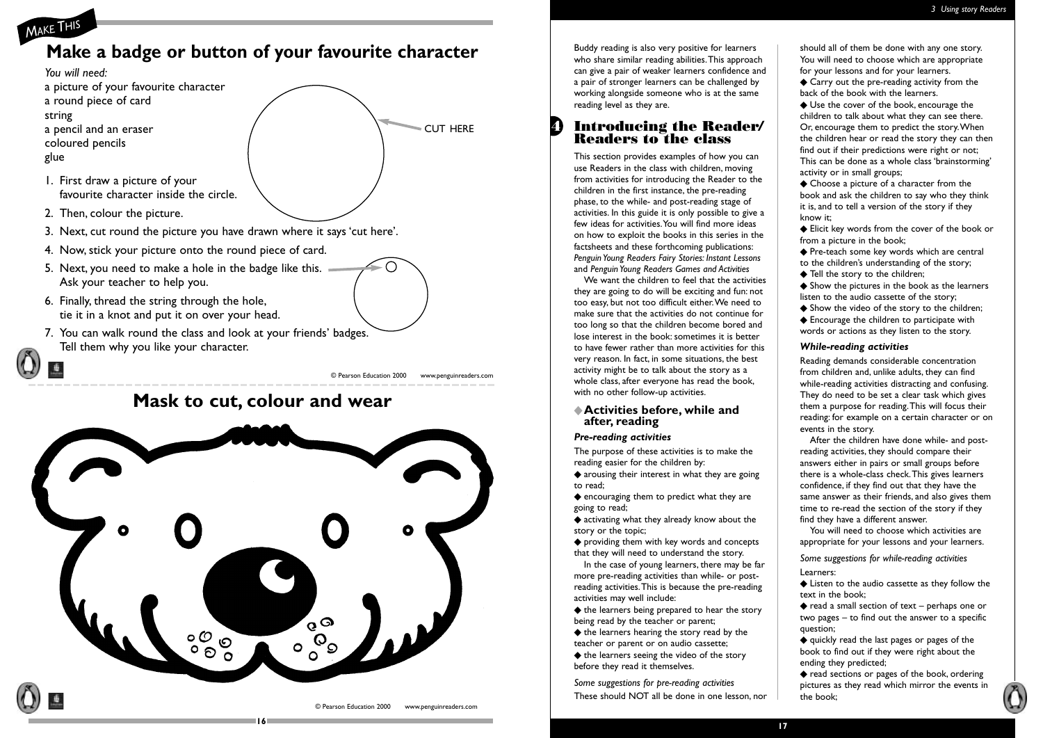MAKE THIS

## Make a badge or button of your favourite character

*You will need:*

a picture of your favourite character
a round piece of card
string
a pencil and an eraser
coloured pencils
glue

CUT HERE

1. First draw a picture of your favourite character inside the circle.
2. Then, colour the picture.
3. Next, cut round the picture you have drawn where it says 'cut here'.
4. Now, stick your picture onto the round piece of card.
5. Next, you need to make a hole in the badge like this. Ask your teacher to help you.
6. Finally, thread the string through the hole, tie it in a knot and put it on over your head.
7. You can walk round the class and look at your friends' badges. Tell them why you like your character.

© Pearson Education 2000 www.penguinreaders.com

## Mask to cut, colour and wear

© Pearson Education 2000 www.penguinreaders.com

Buddy reading is also very positive for learners who share similar reading abilities. This approach can give a pair of weaker learners confidence and a pair of stronger learners can be challenged by working alongside someone who is at the same reading level as they are.

## 4 Introducing the Reader/ Readers to the class

This section provides examples of how you can use Readers in the class with children, moving from activities for introducing the Reader to the children in the first instance, the pre-reading phase, to the while- and post-reading stage of activities. In this guide it is only possible to give a few ideas for activities. You will find more ideas on how to exploit the books in this series in the factsheets and these forthcoming publications: *Penguin Young Readers Fairy Stories: Instant Lessons* and *Penguin Young Readers Games and Activities*

We want the children to feel that the activities they are going to do will be exciting and fun: not too easy, but not too difficult either. We need to make sure that the activities do not continue for too long so that the children become bored and lose interest in the book: sometimes it is better to have fewer rather than more activities for this very reason. In fact, in some situations, the best activity might be to talk about the story as a whole class, after everyone has read the book, with no other follow-up activities.

### Activities before, while and after, reading

#### *Pre-reading activities*

The purpose of these activities is to make the reading easier for the children by:

- arousing their interest in what they are going to read;
- encouraging them to predict what they are going to read;
- activating what they already know about the story or the topic;
- providing them with key words and concepts that they will need to understand the story.

In the case of young learners, there may be far more pre-reading activities than while- or post-reading activities. This is because the pre-reading activities may well include:

- the learners being prepared to hear the story being read by the teacher or parent;
- the learners hearing the story read by the teacher or parent or on audio cassette;
- the learners seeing the video of the story before they read it themselves.

*Some suggestions for pre-reading activities*

These should NOT all be done in one lesson, nor should all of them be done with any one story. You will need to choose which are appropriate for your lessons and for your learners.

- Carry out the pre-reading activity from the back of the book with the learners.
- Use the cover of the book, encourage the children to talk about what they can see there. Or, encourage them to predict the story. When the children hear or read the story they can then find out if their predictions were right or not; This can be done as a whole class 'brainstorming' activity or in small groups;
- Choose a picture of a character from the book and ask the children to say who they think it is, and to tell a version of the story if they know it;
- Elicit key words from the cover of the book or from a picture in the book;
- Pre-teach some key words which are central to the children's understanding of the story;
- Tell the story to the children;
- Show the pictures in the book as the learners listen to the audio cassette of the story;
- Show the video of the story to the children;
- Encourage the children to participate with words or actions as they listen to the story.

#### *While-reading activities*

Reading demands considerable concentration from children and, unlike adults, they can find while-reading activities distracting and confusing. They do need to be set a clear task which gives them a purpose for reading. This will focus their reading: for example on a certain character or on events in the story.

After the children have done while- and post-reading activities, they should compare their answers either in pairs or small groups before there is a whole-class check. This gives learners confidence, if they find out that they have the same answer as their friends, and also gives them time to re-read the section of the story if they find they have a different answer.

You will need to choose which activities are appropriate for your lessons and your learners.

*Some suggestions for while-reading activities*

Learners:

- Listen to the audio cassette as they follow the text in the book;
- read a small section of text – perhaps one or two pages – to find out the answer to a specific question;
- quickly read the last pages or pages of the book to find out if they were right about the ending they predicted;
- read sections or pages of the book, ordering pictures as they read which mirror the events in the book;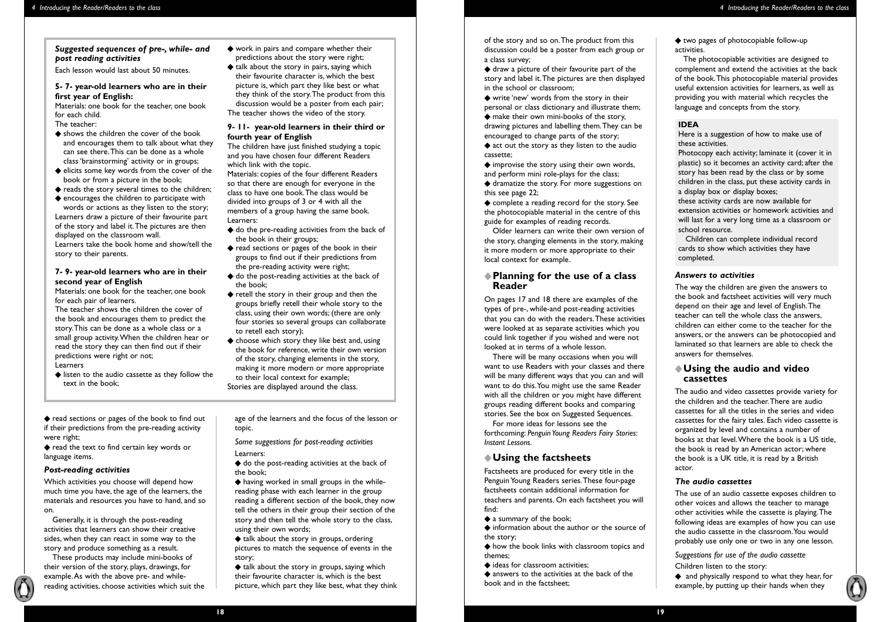### Suggested sequences of pre-, while- and post reading activities

Each lesson would last about 50 minutes.

**5- 7- year-old learners who are in their first year of English:**

Materials: one book for the teacher, one book for each child.

The teacher:

- shows the children the cover of the book and encourages them to talk about what they can see there. This can be done as a whole class 'brainstorming' activity or in groups;
- elicits some key words from the cover of the book or from a picture in the book;
- reads the story several times to the children;
- encourages the children to participate with words or actions as they listen to the story;

Learners draw a picture of their favourite part of the story and label it. The pictures are then displayed on the classroom wall.

Learners take the book home and show/tell the story to their parents.

**7- 9- year-old learners who are in their second year of English**

Materials: one book for the teacher, one book for each pair of learners.

The teacher shows the children the cover of the book and encourages them to predict the story. This can be done as a whole class or a small group activity. When the children hear or read the story they can then find out if their predictions were right or not;

Learners

- listen to the audio cassette as they follow the text in the book;
- work in pairs and compare whether their predictions about the story were right;
- talk about the story in pairs, saying which their favourite character is, which the best picture is, which part they like best or what they think of the story. The product from this discussion would be a poster from each pair;

The teacher shows the video of the story.

**9- 11- year-old learners in their third or fourth year of English**

The children have just finished studying a topic and you have chosen four different Readers which link with the topic.

Materials: copies of the four different Readers so that there are enough for everyone in the class to have one book. The class would be divided into groups of 3 or 4 with all the members of a group having the same book.

Learners:

- do the pre-reading activities from the back of the book in their groups;
- read sections or pages of the book in their groups to find out if their predictions from the pre-reading activity were right;
- do the post-reading activities at the back of the book;
- retell the story in their group and then the groups briefly retell their whole story to the class, using their own words; (there are only four stories so several groups can collaborate to retell each story);
- choose which story they like best and, using the book for reference, write their own version of the story, changing elements in the story, making it more modern or more appropriate to their local context for example;

Stories are displayed around the class.

---

- read sections or pages of the book to find out if their predictions from the pre-reading activity were right;
- read the text to find certain key words or language items.

### Post-reading activities

Which activities you choose will depend how much time you have, the age of the learners, the materials and resources you have to hand, and so on.

Generally, it is through the post-reading activities that learners can show their creative sides, when they can react in some way to the story and produce something as a result.

These products may include mini-books of their version of the story, plays, drawings, for example. As with the above pre- and while-reading activities, choose activities which suit the age of the learners and the focus of the lesson or topic.

*Some suggestions for post-reading activities*

Learners:

- do the post-reading activities at the back of the book;
- having worked in small groups in the while-reading phase with each learner in the group reading a different section of the book, they now tell the others in their group their section of the story and then tell the whole story to the class, using their own words;
- talk about the story in groups, ordering pictures to match the sequence of events in the story;
- talk about the story in groups, saying which their favourite character is, which is the best picture, which part they like best, what they think of the story and so on. The product from this discussion could be a poster from each group or a class survey;
- draw a picture of their favourite part of the story and label it. The pictures are then displayed in the school or classroom;
- write 'new' words from the story in their personal or class dictionary and illustrate them;
- make their own mini-books of the story, drawing pictures and labelling them. They can be encouraged to change parts of the story;
- act out the story as they listen to the audio cassette;
- improvise the story using their own words, and perform mini role-plays for the class;
- dramatize the story. For more suggestions on this see page 22;
- complete a reading record for the story. See the photocopiable material in the centre of this guide for examples of reading records.

Older learners can write their own version of the story, changing elements in the story, making it more modern or more appropriate to their local context for example.

## Planning for the use of a class Reader

On pages 17 and 18 there are examples of the types of pre-, while-and post-reading activities that you can do with the readers. These activities were looked at as separate activities which you could link together if you wished and were not looked at in terms of a whole lesson.

There will be many occasions when you will want to use Readers with your classes and there will be many different ways that you can and will want to do this. You might use the same Reader with all the children or you might have different groups reading different books and comparing stories. See the box on Suggested Sequences.

For more ideas for lessons see the forthcoming: *Penguin Young Readers Fairy Stories: Instant Lessons.*

## Using the factsheets

Factsheets are produced for every title in the Penguin Young Readers series. These four-page factsheets contain additional information for teachers and parents. On each factsheet you will find:

- a summary of the book;
- information about the author or the source of the story;
- how the book links with classroom topics and themes;
- ideas for classroom activities;
- answers to the activities at the back of the book and in the factsheet;
- two pages of photocopiable follow-up activities.

The photocopiable activities are designed to complement and extend the activities at the back of the book. This photocopiable material provides useful extension activities for learners, as well as providing you with material which recycles the language and concepts from the story.

> **IDEA**
>
> Here is a suggestion of how to make use of these activities.
>
> Photocopy each activity; laminate it (cover it in plastic) so it becomes an activity card; after the story has been read by the class or by some children in the class, put these activity cards in a display box or display boxes;
>
> these activity cards are now available for extension activities or homework activities and will last for a very long time as a classroom or school resource.
>
> Children can complete individual record cards to show which activities they have completed.

### Answers to activities

The way the children are given the answers to the book and factsheet activities will very much depend on their age and level of English. The teacher can tell the whole class the answers, children can either come to the teacher for the answers, or the answers can be photocopied and laminated so that learners are able to check the answers for themselves.

## Using the audio and video cassettes

The audio and video cassettes provide variety for the children and the teacher. There are audio cassettes for all the titles in the series and video cassettes for the fairy tales. Each video cassette is organized by level and contains a number of books at that level. Where the book is a US title, the book is read by an American actor; where the book is a UK title, it is read by a British actor.

### The audio cassettes

The use of an audio cassette exposes children to other voices and allows the teacher to manage other activities while the cassette is playing. The following ideas are examples of how you can use the audio cassette in the classroom. You would probably use only one or two in any one lesson.

*Suggestions for use of the audio cassette*

Children listen to the story:

- and physically respond to what they hear, for example, by putting up their hands when they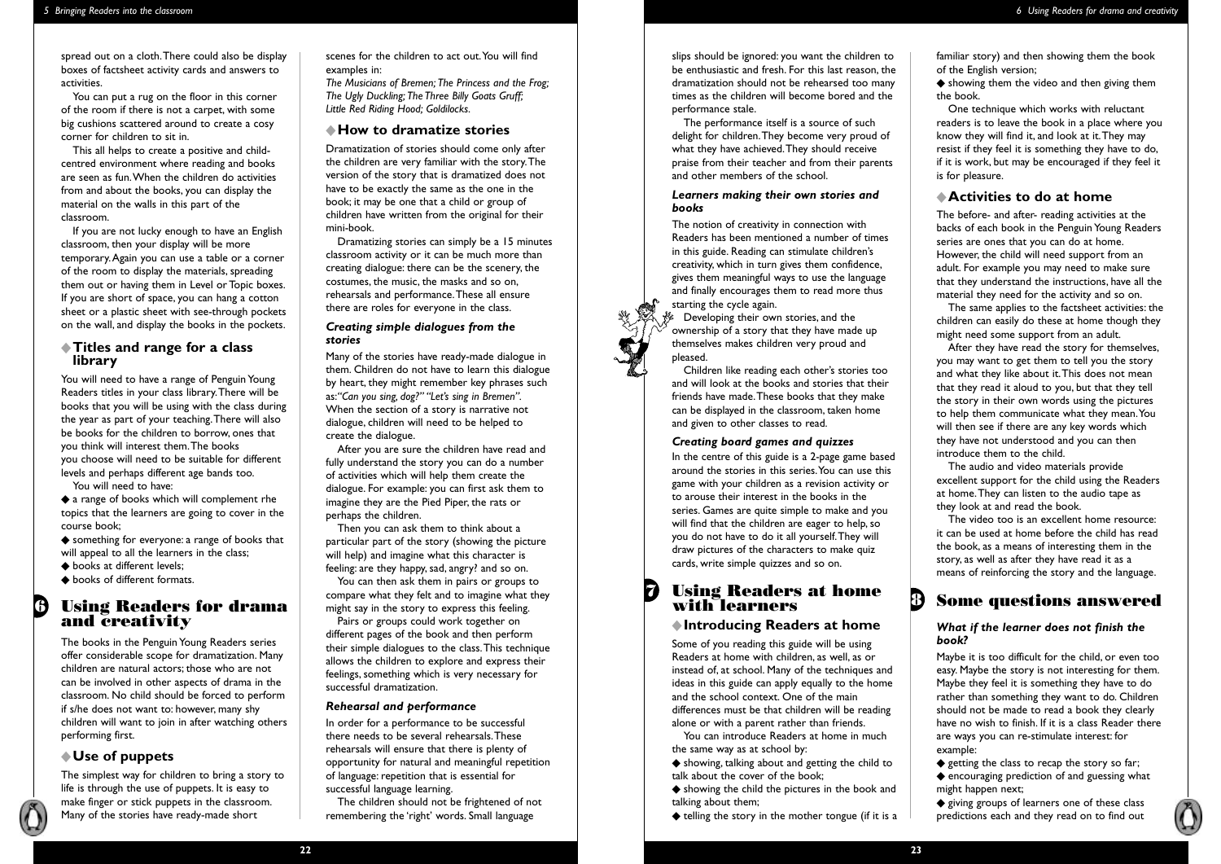spread out on a cloth. There could also be display boxes of factsheet activity cards and answers to activities.

You can put a rug on the floor in this corner of the room if there is not a carpet, with some big cushions scattered around to create a cosy corner for children to sit in.

This all helps to create a positive and child-centred environment where reading and books are seen as fun. When the children do activities from and about the books, you can display the material on the walls in this part of the classroom.

If you are not lucky enough to have an English classroom, then your display will be more temporary. Again you can use a table or a corner of the room to display the materials, spreading them out or having them in Level or Topic boxes. If you are short of space, you can hang a cotton sheet or a plastic sheet with see-through pockets on the wall, and display the books in the pockets.

### Titles and range for a class library

You will need to have a range of Penguin Young Readers titles in your class library. There will be books that you will be using with the class during the year as part of your teaching. There will also be books for the children to borrow, ones that you think will interest them. The books you choose will need to be suitable for different levels and perhaps different age bands too.

You will need to have:

- a range of books which will complement rhe topics that the learners are going to cover in the course book;
- something for everyone: a range of books that will appeal to all the learners in the class;
- books at different levels;
- books of different formats.

## 6 Using Readers for drama and creativity

The books in the Penguin Young Readers series offer considerable scope for dramatization. Many children are natural actors; those who are not can be involved in other aspects of drama in the classroom. No child should be forced to perform if s/he does not want to: however, many shy children will want to join in after watching others performing first.

### Use of puppets

The simplest way for children to bring a story to life is through the use of puppets. It is easy to make finger or stick puppets in the classroom. Many of the stories have ready-made short scenes for the children to act out. You will find examples in:

*The Musicians of Bremen; The Princess and the Frog; The Ugly Duckling; The Three Billy Goats Gruff; Little Red Riding Hood; Goldilocks.*

### How to dramatize stories

Dramatization of stories should come only after the children are very familiar with the story. The version of the story that is dramatized does not have to be exactly the same as the one in the book; it may be one that a child or group of children have written from the original for their mini-book.

Dramatizing stories can simply be a 15 minutes classroom activity or it can be much more than creating dialogue: there can be the scenery, the costumes, the music, the masks and so on, rehearsals and performance. These all ensure there are roles for everyone in the class.

#### *Creating simple dialogues from the stories*

Many of the stories have ready-made dialogue in them. Children do not have to learn this dialogue by heart, they might remember key phrases such as: *"Can you sing, dog?" "Let's sing in Bremen".* When the section of a story is narrative not dialogue, children will need to be helped to create the dialogue.

After you are sure the children have read and fully understand the story you can do a number of activities which will help them create the dialogue. For example: you can first ask them to imagine they are the Pied Piper, the rats or perhaps the children.

Then you can ask them to think about a particular part of the story (showing the picture will help) and imagine what this character is feeling: are they happy, sad, angry? and so on.

You can then ask them in pairs or groups to compare what they felt and to imagine what they might say in the story to express this feeling.

Pairs or groups could work together on different pages of the book and then perform their simple dialogues to the class. This technique allows the children to explore and express their feelings, something which is very necessary for successful dramatization.

#### *Rehearsal and performance*

In order for a performance to be successful there needs to be several rehearsals. These rehearsals will ensure that there is plenty of opportunity for natural and meaningful repetition of language: repetition that is essential for successful language learning.

The children should not be frightened of not remembering the 'right' words. Small language slips should be ignored: you want the children to be enthusiastic and fresh. For this last reason, the dramatization should not be rehearsed too many times as the children will become bored and the performance stale.

The performance itself is a source of such delight for children. They become very proud of what they have achieved. They should receive praise from their teacher and from their parents and other members of the school.

#### *Learners making their own stories and books*

The notion of creativity in connection with Readers has been mentioned a number of times in this guide. Reading can stimulate children's creativity, which in turn gives them confidence, gives them meaningful ways to use the language and finally encourages them to read more thus starting the cycle again.

Developing their own stories, and the ownership of a story that they have made up themselves makes children very proud and pleased.

Children like reading each other's stories too and will look at the books and stories that their friends have made. These books that they make can be displayed in the classroom, taken home and given to other classes to read.

#### *Creating board games and quizzes*

In the centre of this guide is a 2-page game based around the stories in this series. You can use this game with your children as a revision activity or to arouse their interest in the books in the series. Games are quite simple to make and you will find that the children are eager to help, so you do not have to do it all yourself. They will draw pictures of the characters to make quiz cards, write simple quizzes and so on.

## 7 Using Readers at home with learners

### Introducing Readers at home

Some of you reading this guide will be using Readers at home with children, as well as, or instead of, at school. Many of the techniques and ideas in this guide can apply equally to the home and the school context. One of the main differences must be that children will be reading alone or with a parent rather than friends.

You can introduce Readers at home in much the same way as at school by:

- showing, talking about and getting the child to talk about the cover of the book;
- showing the child the pictures in the book and talking about them;
- telling the story in the mother tongue (if it is a familiar story) and then showing them the book of the English version;
- showing them the video and then giving them the book.

One technique which works with reluctant readers is to leave the book in a place where you know they will find it, and look at it. They may resist if they feel it is something they have to do, if it is work, but may be encouraged if they feel it is for pleasure.

### Activities to do at home

The before- and after- reading activities at the backs of each book in the Penguin Young Readers series are ones that you can do at home. However, the child will need support from an adult. For example you may need to make sure that they understand the instructions, have all the material they need for the activity and so on.

The same applies to the factsheet activities: the children can easily do these at home though they might need some support from an adult.

After they have read the story for themselves, you may want to get them to tell you the story and what they like about it. This does not mean that they read it aloud to you, but that they tell the story in their own words using the pictures to help them communicate what they mean. You will then see if there are any key words which they have not understood and you can then introduce them to the child.

The audio and video materials provide excellent support for the child using the Readers at home. They can listen to the audio tape as they look at and read the book.

The video too is an excellent home resource: it can be used at home before the child has read the book, as a means of interesting them in the story, as well as after they have read it as a means of reinforcing the story and the language.

## 8 Some questions answered

#### *What if the learner does not finish the book?*

Maybe it is too difficult for the child, or even too easy. Maybe the story is not interesting for them. Maybe they feel it is something they have to do rather than something they want to do. Children should not be made to read a book they clearly have no wish to finish. If it is a class Reader there are ways you can re-stimulate interest: for example:

- getting the class to recap the story so far;
- encouraging prediction of and guessing what might happen next;
- giving groups of learners one of these class predictions each and they read on to find out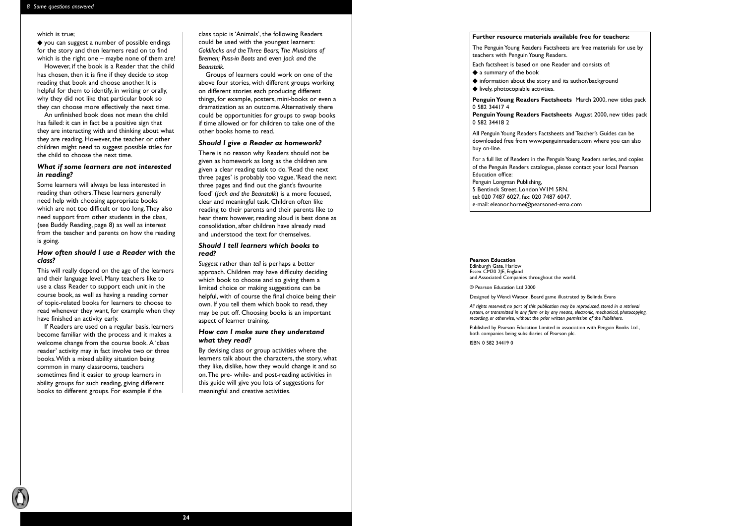which is true;

◆ you can suggest a number of possible endings for the story and then learners read on to find which is the right one – maybe none of them are!

However, if the book is a Reader that the child has chosen, then it is fine if they decide to stop reading that book and choose another. It is helpful for them to identify, in writing or orally, why they did not like that particular book so they can choose more effectively the next time.

An unfinished book does not mean the child has failed: it can in fact be a positive sign that they are interacting with and thinking about what they are reading. However, the teacher or other children might need to suggest possible titles for the child to choose the next time.

### *What if some learners are not interested in reading?*

Some learners will always be less interested in reading than others. These learners generally need help with choosing appropriate books which are not too difficult or too long. They also need support from other students in the class, (see Buddy Reading, page 8) as well as interest from the teacher and parents on how the reading is going.

### *How often should I use a Reader with the class?*

This will really depend on the age of the learners and their language level. Many teachers like to use a class Reader to support each unit in the course book, as well as having a reading corner of topic-related books for learners to choose to read whenever they want, for example when they have finished an activity early.

If Readers are used on a regular basis, learners become familiar with the process and it makes a welcome change from the course book. A 'class reader' activity may in fact involve two or three books. With a mixed ability situation being common in many classrooms, teachers sometimes find it easier to group learners in ability groups for such reading, giving different books to different groups. For example if the class topic is 'Animals', the following Readers could be used with the youngest learners: *Goldilocks and the Three Bears; The Musicians of Bremen; Puss-in Boots* and even *Jack and the Beanstalk.*

Groups of learners could work on one of the above four stories, with different groups working on different stories each producing different things, for example, posters, mini-books or even a dramatization as an outcome. Alternatively there could be opportunities for groups to swap books if time allowed or for children to take one of the other books home to read.

### *Should I give a Reader as homework?*

There is no reason why Readers should not be given as homework as long as the children are given a clear reading task to do. 'Read the next three pages' is probably too vague. 'Read the next three pages and find out the giant's favourite food' (*Jack and the Beanstalk*) is a more focused, clear and meaningful task. Children often like reading to their parents and their parents like to hear them: however, reading aloud is best done as consolidation, after children have already read and understood the text for themselves.

### *Should I tell learners which books to read?*

*Suggest* rather than *tell* is perhaps a better approach. Children may have difficulty deciding which book to choose and so giving them a limited choice or making suggestions can be helpful, with of course the final choice being their own. If you tell them which book to read, they may be put off. Choosing books is an important aspect of learner training.

### *How can I make sure they understand what they read?*

By devising class or group activities where the learners talk about the characters, the story, what they like, dislike, how they would change it and so on. The pre- while- and post-reading activities in this guide will give you lots of suggestions for meaningful and creative activities.

---

**Further resource materials available free for teachers:**

The Penguin Young Readers Factsheets are free materials for use by teachers with Penguin Young Readers.

Each factsheet is based on one Reader and consists of:

◆ a summary of the book
◆ information about the story and its author/background
◆ lively, photocopiable activities.

**Penguin Young Readers Factsheets** March 2000, new titles pack 0 582 34417 4
**Penguin Young Readers Factsheets** August 2000, new titles pack 0 582 34418 2

All Penguin Young Readers Factsheets and Teacher's Guides can be downloaded free from www.penguinreaders.com where you can also buy on-line.

For a full list of Readers in the Penguin Young Readers series, and copies of the Penguin Readers catalogue, please contact your local Pearson Education office:
Penguin Longman Publishing,
5 Bentinck Street, London W1M 5RN.
tel: 020 7487 6027, fax: 020 7487 6047.
e-mail: eleanor.horne@pearsoned-ema.com

---

**Pearson Education**
Edinburgh Gate, Harlow
Essex CM20 2JE, England
and Associated Companies throughout the world.

© Pearson Education Ltd 2000

Designed by Wendi Watson. Board game illustrated by Belinda Evans

*All rights reserved; no part of this publication may be reproduced, stored in a retrieval system, or transmitted in any form or by any means, electronic, mechanical, photocopying, recording, or otherwise, without the prior written permission of the Publishers.*

Published by Pearson Education Limited in association with Penguin Books Ltd., both companies being subsidiaries of Pearson plc.

ISBN 0 582 34419 0